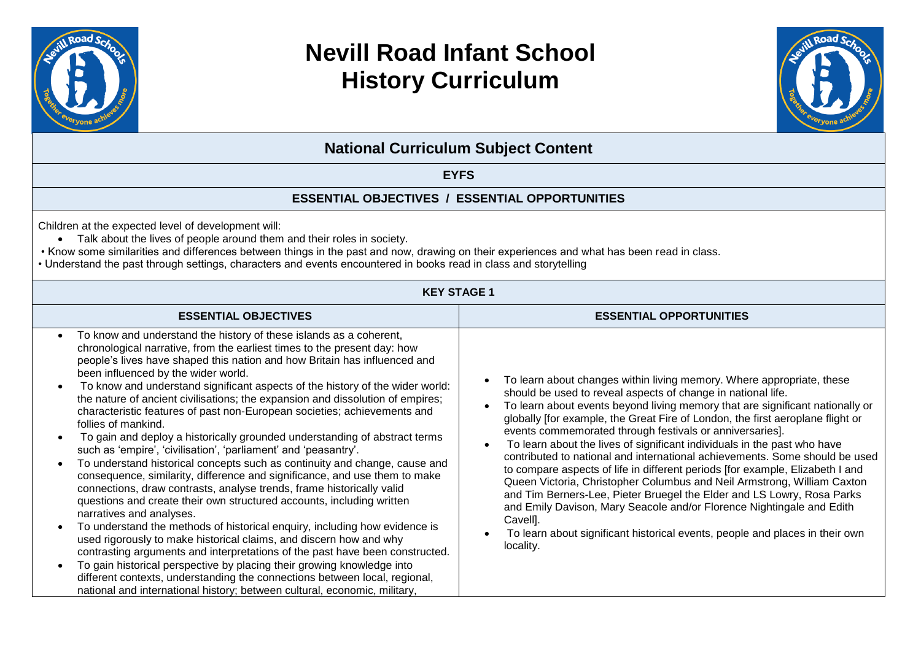# Nevill Road Infant School
# History Curriculum

## National Curriculum Subject Content

### EYFS

### ESSENTIAL OBJECTIVES / ESSENTIAL OPPORTUNITIES

Children at the expected level of development will:

- Talk about the lives of people around them and their roles in society.
- Know some similarities and differences between things in the past and now, drawing on their experiences and what has been read in class.
- Understand the past through settings, characters and events encountered in books read in class and storytelling

### KEY STAGE 1

| ESSENTIAL OBJECTIVES | ESSENTIAL OPPORTUNITIES |
| --- | --- |
| • To know and understand the history of these islands as a coherent, chronological narrative, from the earliest times to the present day: how people's lives have shaped this nation and how Britain has influenced and been influenced by the wider world.<br>• To know and understand significant aspects of the history of the wider world: the nature of ancient civilisations; the expansion and dissolution of empires; characteristic features of past non-European societies; achievements and follies of mankind.<br>• To gain and deploy a historically grounded understanding of abstract terms such as 'empire', 'civilisation', 'parliament' and 'peasantry'.<br>• To understand historical concepts such as continuity and change, cause and consequence, similarity, difference and significance, and use them to make connections, draw contrasts, analyse trends, frame historically valid questions and create their own structured accounts, including written narratives and analyses.<br>• To understand the methods of historical enquiry, including how evidence is used rigorously to make historical claims, and discern how and why contrasting arguments and interpretations of the past have been constructed.<br>• To gain historical perspective by placing their growing knowledge into different contexts, understanding the connections between local, regional, national and international history; between cultural, economic, military, | • To learn about changes within living memory. Where appropriate, these should be used to reveal aspects of change in national life.<br>• To learn about events beyond living memory that are significant nationally or globally [for example, the Great Fire of London, the first aeroplane flight or events commemorated through festivals or anniversaries].<br>• To learn about the lives of significant individuals in the past who have contributed to national and international achievements. Some should be used to compare aspects of life in different periods [for example, Elizabeth I and Queen Victoria, Christopher Columbus and Neil Armstrong, William Caxton and Tim Berners-Lee, Pieter Bruegel the Elder and LS Lowry, Rosa Parks and Emily Davison, Mary Seacole and/or Florence Nightingale and Edith Cavell].<br>• To learn about significant historical events, people and places in their own locality. |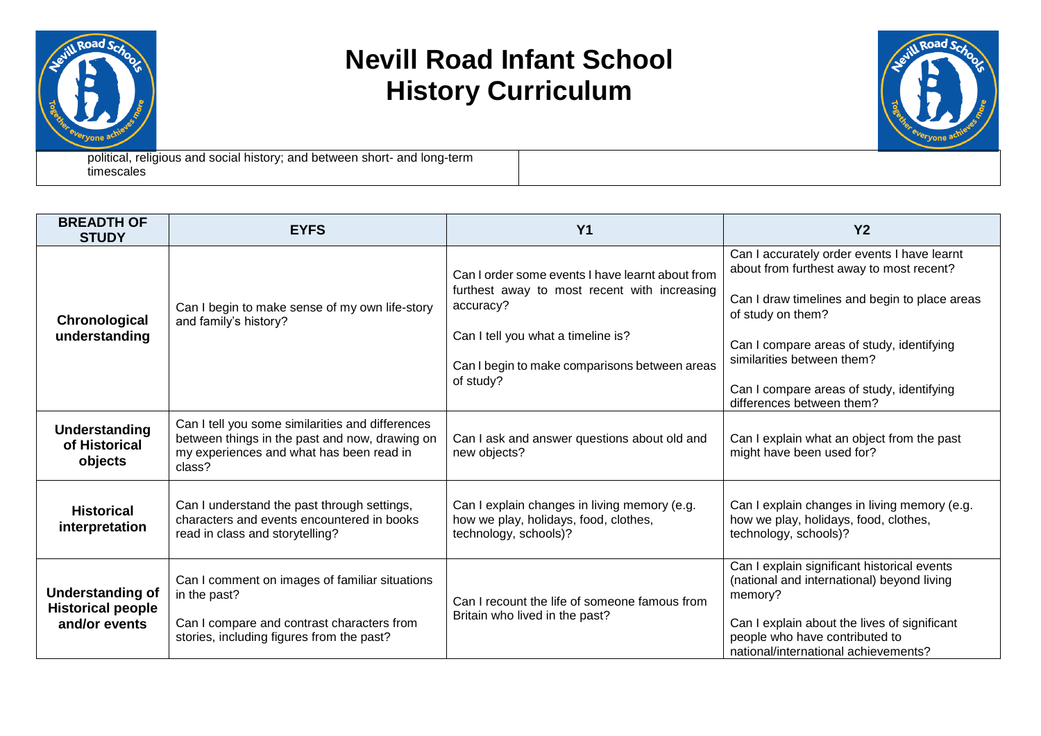# Nevill Road Infant School
# History Curriculum

| political, religious and social history; and between short- and long-term timescales | |
|---|---|

| BREADTH OF STUDY | EYFS | Y1 | Y2 |
|---|---|---|---|
| **Chronological understanding** | Can I begin to make sense of my own life-story and family's history? | Can I order some events I have learnt about from furthest away to most recent with increasing accuracy?<br><br>Can I tell you what a timeline is?<br><br>Can I begin to make comparisons between areas of study? | Can I accurately order events I have learnt about from furthest away to most recent?<br><br>Can I draw timelines and begin to place areas of study on them?<br><br>Can I compare areas of study, identifying similarities between them?<br><br>Can I compare areas of study, identifying differences between them? |
| **Understanding of Historical objects** | Can I tell you some similarities and differences between things in the past and now, drawing on my experiences and what has been read in class? | Can I ask and answer questions about old and new objects? | Can I explain what an object from the past might have been used for? |
| **Historical interpretation** | Can I understand the past through settings, characters and events encountered in books read in class and storytelling? | Can I explain changes in living memory (e.g. how we play, holidays, food, clothes, technology, schools)? | Can I explain changes in living memory (e.g. how we play, holidays, food, clothes, technology, schools)? |
| **Understanding of Historical people and/or events** | Can I comment on images of familiar situations in the past?<br><br>Can I compare and contrast characters from stories, including figures from the past? | Can I recount the life of someone famous from Britain who lived in the past? | Can I explain significant historical events (national and international) beyond living memory?<br><br>Can I explain about the lives of significant people who have contributed to national/international achievements? |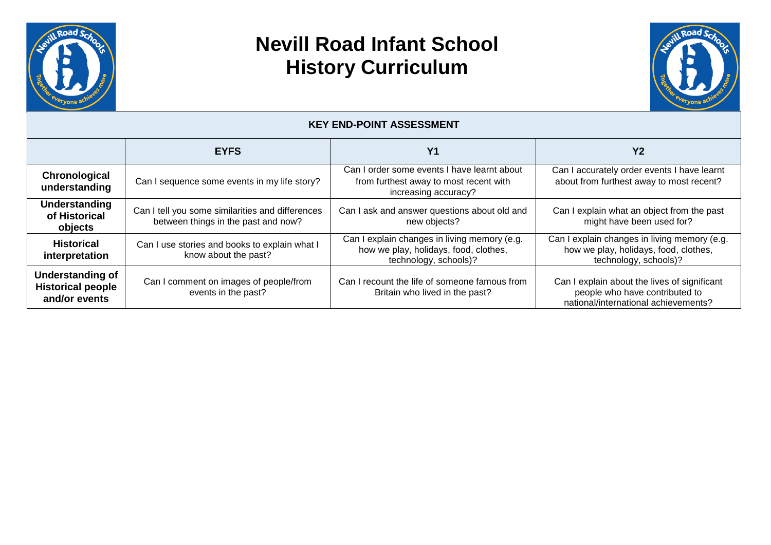# Nevill Road Infant School
# History Curriculum

| KEY END-POINT ASSESSMENT | | | |
|---|---|---|---|
| | **EYFS** | **Y1** | **Y2** |
| **Chronological understanding** | Can I sequence some events in my life story? | Can I order some events I have learnt about from furthest away to most recent with increasing accuracy? | Can I accurately order events I have learnt about from furthest away to most recent? |
| **Understanding of Historical objects** | Can I tell you some similarities and differences between things in the past and now? | Can I ask and answer questions about old and new objects? | Can I explain what an object from the past might have been used for? |
| **Historical interpretation** | Can I use stories and books to explain what I know about the past? | Can I explain changes in living memory (e.g. how we play, holidays, food, clothes, technology, schools)? | Can I explain changes in living memory (e.g. how we play, holidays, food, clothes, technology, schools)? |
| **Understanding of Historical people and/or events** | Can I comment on images of people/from events in the past? | Can I recount the life of someone famous from Britain who lived in the past? | Can I explain about the lives of significant people who have contributed to national/international achievements? |